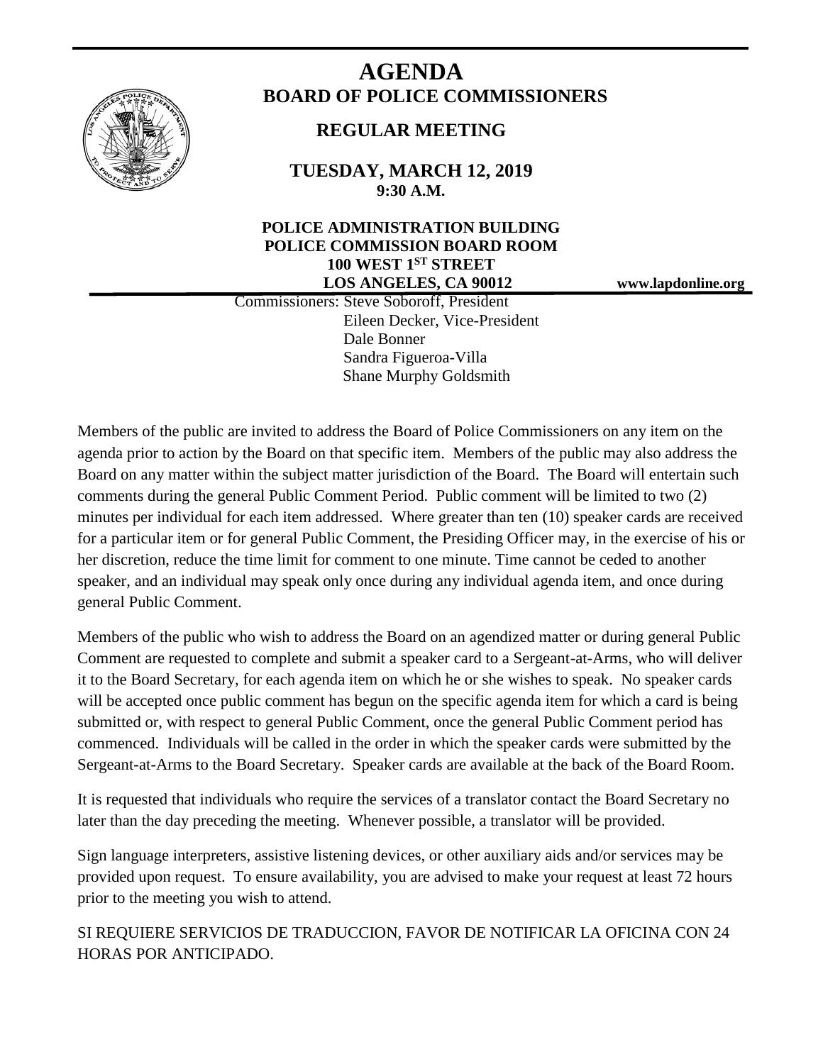# AGENDA

## BOARD OF POLICE COMMISSIONERS

### REGULAR MEETING

**TUESDAY, MARCH 12, 2019**
**9:30 A.M.**

**POLICE ADMINISTRATION BUILDING**
**POLICE COMMISSION BOARD ROOM**
**100 WEST 1ST STREET**
**LOS ANGELES, CA 90012**

**www.lapdonline.org**

Commissioners: Steve Soboroff, President
Eileen Decker, Vice-President
Dale Bonner
Sandra Figueroa-Villa
Shane Murphy Goldsmith

Members of the public are invited to address the Board of Police Commissioners on any item on the agenda prior to action by the Board on that specific item. Members of the public may also address the Board on any matter within the subject matter jurisdiction of the Board. The Board will entertain such comments during the general Public Comment Period. Public comment will be limited to two (2) minutes per individual for each item addressed. Where greater than ten (10) speaker cards are received for a particular item or for general Public Comment, the Presiding Officer may, in the exercise of his or her discretion, reduce the time limit for comment to one minute. Time cannot be ceded to another speaker, and an individual may speak only once during any individual agenda item, and once during general Public Comment.

Members of the public who wish to address the Board on an agendized matter or during general Public Comment are requested to complete and submit a speaker card to a Sergeant-at-Arms, who will deliver it to the Board Secretary, for each agenda item on which he or she wishes to speak. No speaker cards will be accepted once public comment has begun on the specific agenda item for which a card is being submitted or, with respect to general Public Comment, once the general Public Comment period has commenced. Individuals will be called in the order in which the speaker cards were submitted by the Sergeant-at-Arms to the Board Secretary. Speaker cards are available at the back of the Board Room.

It is requested that individuals who require the services of a translator contact the Board Secretary no later than the day preceding the meeting. Whenever possible, a translator will be provided.

Sign language interpreters, assistive listening devices, or other auxiliary aids and/or services may be provided upon request. To ensure availability, you are advised to make your request at least 72 hours prior to the meeting you wish to attend.

SI REQUIERE SERVICIOS DE TRADUCCION, FAVOR DE NOTIFICAR LA OFICINA CON 24 HORAS POR ANTICIPADO.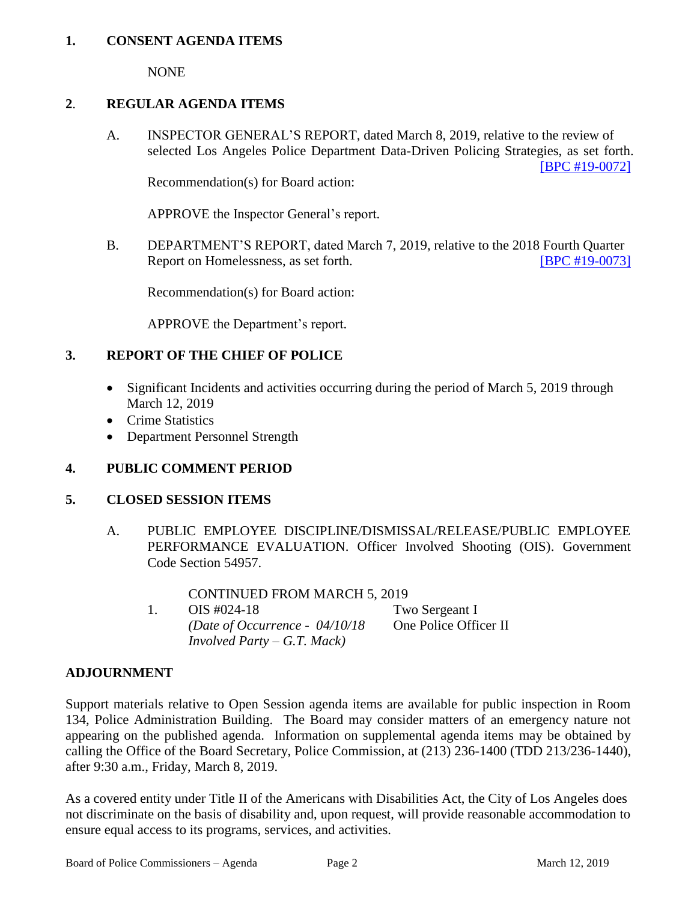## 1. CONSENT AGENDA ITEMS

NONE

## 2. REGULAR AGENDA ITEMS

A. INSPECTOR GENERAL'S REPORT, dated March 8, 2019, relative to the review of selected Los Angeles Police Department Data-Driven Policing Strategies, as set forth. [BPC #19-0072]

Recommendation(s) for Board action:

APPROVE the Inspector General's report.

B. DEPARTMENT'S REPORT, dated March 7, 2019, relative to the 2018 Fourth Quarter Report on Homelessness, as set forth. [BPC #19-0073]

Recommendation(s) for Board action:

APPROVE the Department's report.

## 3. REPORT OF THE CHIEF OF POLICE

- Significant Incidents and activities occurring during the period of March 5, 2019 through March 12, 2019
- Crime Statistics
- Department Personnel Strength

## 4. PUBLIC COMMENT PERIOD

## 5. CLOSED SESSION ITEMS

A. PUBLIC EMPLOYEE DISCIPLINE/DISMISSAL/RELEASE/PUBLIC EMPLOYEE PERFORMANCE EVALUATION. Officer Involved Shooting (OIS). Government Code Section 54957.

CONTINUED FROM MARCH 5, 2019

| | | |
|---|---|---|
| 1. | OIS #024-18<br>*(Date of Occurrence - 04/10/18*<br>*Involved Party – G.T. Mack)* | Two Sergeant I<br>One Police Officer II |

## ADJOURNMENT

Support materials relative to Open Session agenda items are available for public inspection in Room 134, Police Administration Building. The Board may consider matters of an emergency nature not appearing on the published agenda. Information on supplemental agenda items may be obtained by calling the Office of the Board Secretary, Police Commission, at (213) 236-1400 (TDD 213/236-1440), after 9:30 a.m., Friday, March 8, 2019.

As a covered entity under Title II of the Americans with Disabilities Act, the City of Los Angeles does not discriminate on the basis of disability and, upon request, will provide reasonable accommodation to ensure equal access to its programs, services, and activities.